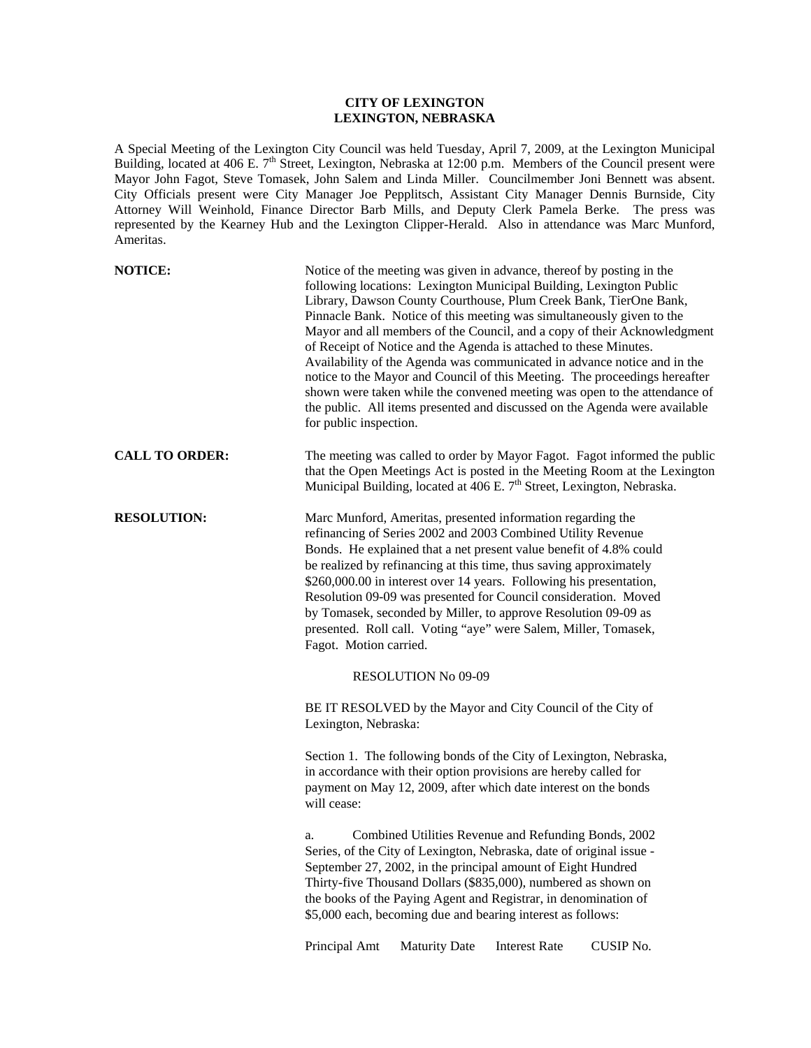**CITY OF LEXINGTON**
**LEXINGTON, NEBRASKA**

A Special Meeting of the Lexington City Council was held Tuesday, April 7, 2009, at the Lexington Municipal Building, located at 406 E. 7th Street, Lexington, Nebraska at 12:00 p.m. Members of the Council present were Mayor John Fagot, Steve Tomasek, John Salem and Linda Miller. Councilmember Joni Bennett was absent. City Officials present were City Manager Joe Pepplitsch, Assistant City Manager Dennis Burnside, City Attorney Will Weinhold, Finance Director Barb Mills, and Deputy Clerk Pamela Berke. The press was represented by the Kearney Hub and the Lexington Clipper-Herald. Also in attendance was Marc Munford, Ameritas.

**NOTICE:** Notice of the meeting was given in advance, thereof by posting in the following locations: Lexington Municipal Building, Lexington Public Library, Dawson County Courthouse, Plum Creek Bank, TierOne Bank, Pinnacle Bank. Notice of this meeting was simultaneously given to the Mayor and all members of the Council, and a copy of their Acknowledgment of Receipt of Notice and the Agenda is attached to these Minutes. Availability of the Agenda was communicated in advance notice and in the notice to the Mayor and Council of this Meeting. The proceedings hereafter shown were taken while the convened meeting was open to the attendance of the public. All items presented and discussed on the Agenda were available for public inspection.

**CALL TO ORDER:** The meeting was called to order by Mayor Fagot. Fagot informed the public that the Open Meetings Act is posted in the Meeting Room at the Lexington Municipal Building, located at 406 E. 7th Street, Lexington, Nebraska.

**RESOLUTION:** Marc Munford, Ameritas, presented information regarding the refinancing of Series 2002 and 2003 Combined Utility Revenue Bonds. He explained that a net present value benefit of 4.8% could be realized by refinancing at this time, thus saving approximately $260,000.00 in interest over 14 years. Following his presentation, Resolution 09-09 was presented for Council consideration. Moved by Tomasek, seconded by Miller, to approve Resolution 09-09 as presented. Roll call. Voting "aye" were Salem, Miller, Tomasek, Fagot. Motion carried.

RESOLUTION No 09-09

BE IT RESOLVED by the Mayor and City Council of the City of Lexington, Nebraska:

Section 1. The following bonds of the City of Lexington, Nebraska, in accordance with their option provisions are hereby called for payment on May 12, 2009, after which date interest on the bonds will cease:

a. Combined Utilities Revenue and Refunding Bonds, 2002 Series, of the City of Lexington, Nebraska, date of original issue - September 27, 2002, in the principal amount of Eight Hundred Thirty-five Thousand Dollars ($835,000), numbered as shown on the books of the Paying Agent and Registrar, in denomination of $5,000 each, becoming due and bearing interest as follows:

| Principal Amt | Maturity Date | Interest Rate | CUSIP No. |
|---|---|---|---|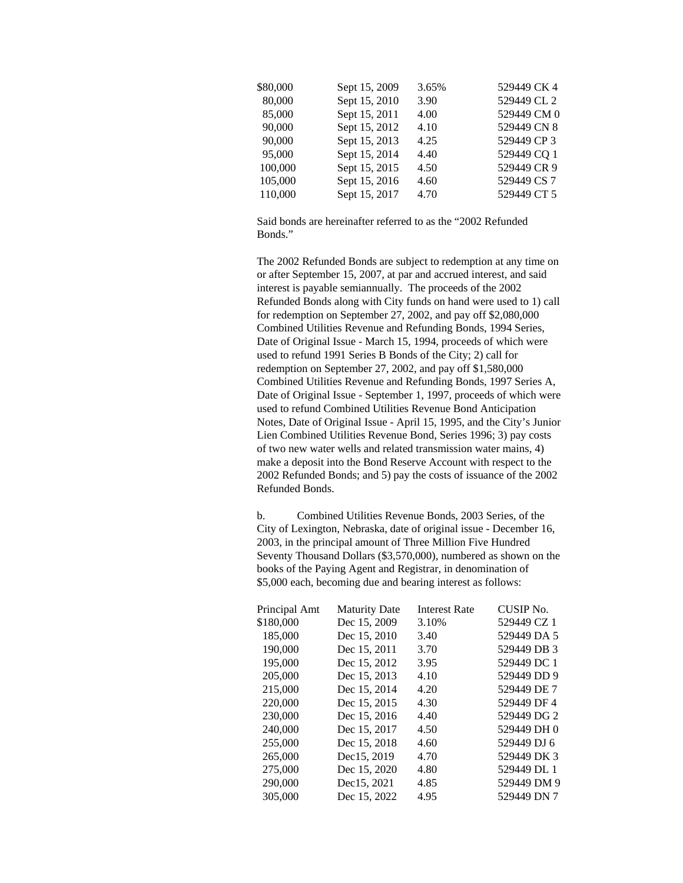| | | | |
|---|---|---|---|
| $80,000 | Sept 15, 2009 | 3.65% | 529449 CK 4 |
| 80,000 | Sept 15, 2010 | 3.90 | 529449 CL 2 |
| 85,000 | Sept 15, 2011 | 4.00 | 529449 CM 0 |
| 90,000 | Sept 15, 2012 | 4.10 | 529449 CN 8 |
| 90,000 | Sept 15, 2013 | 4.25 | 529449 CP 3 |
| 95,000 | Sept 15, 2014 | 4.40 | 529449 CQ 1 |
| 100,000 | Sept 15, 2015 | 4.50 | 529449 CR 9 |
| 105,000 | Sept 15, 2016 | 4.60 | 529449 CS 7 |
| 110,000 | Sept 15, 2017 | 4.70 | 529449 CT 5 |

Said bonds are hereinafter referred to as the "2002 Refunded Bonds."

The 2002 Refunded Bonds are subject to redemption at any time on or after September 15, 2007, at par and accrued interest, and said interest is payable semiannually. The proceeds of the 2002 Refunded Bonds along with City funds on hand were used to 1) call for redemption on September 27, 2002, and pay off $2,080,000 Combined Utilities Revenue and Refunding Bonds, 1994 Series, Date of Original Issue - March 15, 1994, proceeds of which were used to refund 1991 Series B Bonds of the City; 2) call for redemption on September 27, 2002, and pay off $1,580,000 Combined Utilities Revenue and Refunding Bonds, 1997 Series A, Date of Original Issue - September 1, 1997, proceeds of which were used to refund Combined Utilities Revenue Bond Anticipation Notes, Date of Original Issue - April 15, 1995, and the City's Junior Lien Combined Utilities Revenue Bond, Series 1996; 3) pay costs of two new water wells and related transmission water mains, 4) make a deposit into the Bond Reserve Account with respect to the 2002 Refunded Bonds; and 5) pay the costs of issuance of the 2002 Refunded Bonds.

b. Combined Utilities Revenue Bonds, 2003 Series, of the City of Lexington, Nebraska, date of original issue - December 16, 2003, in the principal amount of Three Million Five Hundred Seventy Thousand Dollars ($3,570,000), numbered as shown on the books of the Paying Agent and Registrar, in denomination of $5,000 each, becoming due and bearing interest as follows:

| Principal Amt | Maturity Date | Interest Rate | CUSIP No. |
|---|---|---|---|
| $180,000 | Dec 15, 2009 | 3.10% | 529449 CZ 1 |
| 185,000 | Dec 15, 2010 | 3.40 | 529449 DA 5 |
| 190,000 | Dec 15, 2011 | 3.70 | 529449 DB 3 |
| 195,000 | Dec 15, 2012 | 3.95 | 529449 DC 1 |
| 205,000 | Dec 15, 2013 | 4.10 | 529449 DD 9 |
| 215,000 | Dec 15, 2014 | 4.20 | 529449 DE 7 |
| 220,000 | Dec 15, 2015 | 4.30 | 529449 DF 4 |
| 230,000 | Dec 15, 2016 | 4.40 | 529449 DG 2 |
| 240,000 | Dec 15, 2017 | 4.50 | 529449 DH 0 |
| 255,000 | Dec 15, 2018 | 4.60 | 529449 DJ 6 |
| 265,000 | Dec15, 2019 | 4.70 | 529449 DK 3 |
| 275,000 | Dec 15, 2020 | 4.80 | 529449 DL 1 |
| 290,000 | Dec15, 2021 | 4.85 | 529449 DM 9 |
| 305,000 | Dec 15, 2022 | 4.95 | 529449 DN 7 |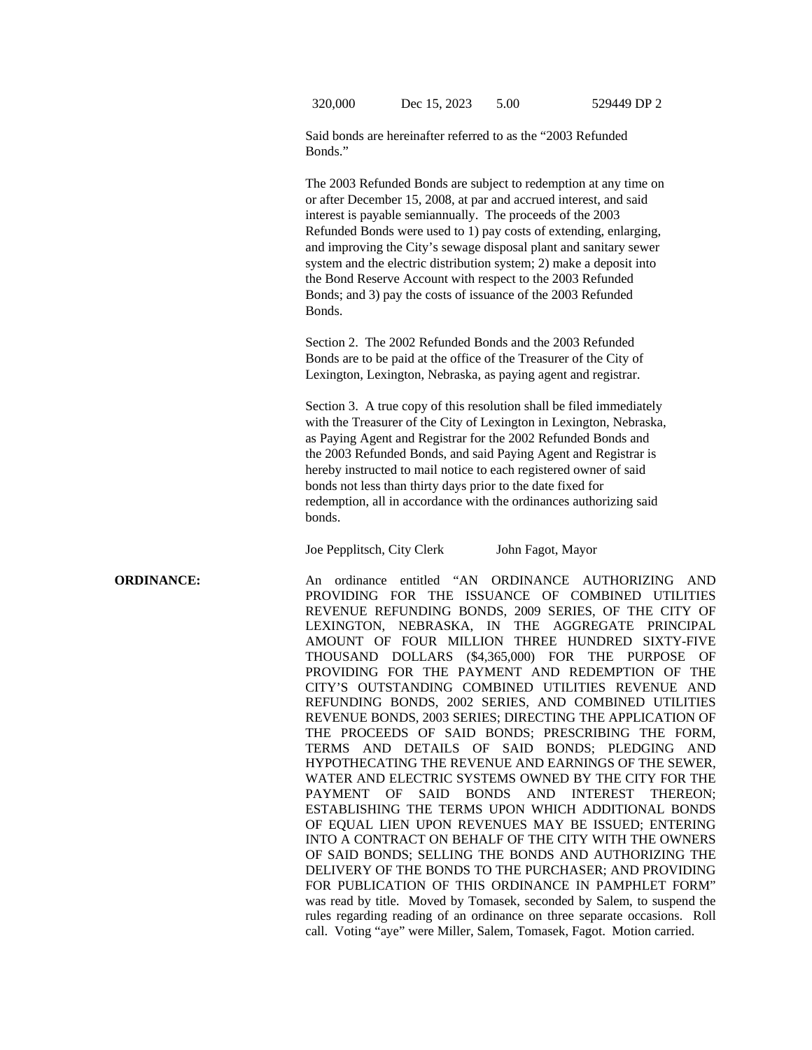| 320,000 | Dec 15, 2023 | 5.00 | 529449 DP 2 |
|---|---|---|---|

Said bonds are hereinafter referred to as the “2003 Refunded Bonds.”

The 2003 Refunded Bonds are subject to redemption at any time on or after December 15, 2008, at par and accrued interest, and said interest is payable semiannually. The proceeds of the 2003 Refunded Bonds were used to 1) pay costs of extending, enlarging, and improving the City’s sewage disposal plant and sanitary sewer system and the electric distribution system; 2) make a deposit into the Bond Reserve Account with respect to the 2003 Refunded Bonds; and 3) pay the costs of issuance of the 2003 Refunded Bonds.

Section 2. The 2002 Refunded Bonds and the 2003 Refunded Bonds are to be paid at the office of the Treasurer of the City of Lexington, Lexington, Nebraska, as paying agent and registrar.

Section 3. A true copy of this resolution shall be filed immediately with the Treasurer of the City of Lexington in Lexington, Nebraska, as Paying Agent and Registrar for the 2002 Refunded Bonds and the 2003 Refunded Bonds, and said Paying Agent and Registrar is hereby instructed to mail notice to each registered owner of said bonds not less than thirty days prior to the date fixed for redemption, all in accordance with the ordinances authorizing said bonds.

Joe Pepplitsch, City Clerk John Fagot, Mayor

**ORDINANCE:** An ordinance entitled “AN ORDINANCE AUTHORIZING AND PROVIDING FOR THE ISSUANCE OF COMBINED UTILITIES REVENUE REFUNDING BONDS, 2009 SERIES, OF THE CITY OF LEXINGTON, NEBRASKA, IN THE AGGREGATE PRINCIPAL AMOUNT OF FOUR MILLION THREE HUNDRED SIXTY-FIVE THOUSAND DOLLARS ($4,365,000) FOR THE PURPOSE OF PROVIDING FOR THE PAYMENT AND REDEMPTION OF THE CITY’S OUTSTANDING COMBINED UTILITIES REVENUE AND REFUNDING BONDS, 2002 SERIES, AND COMBINED UTILITIES REVENUE BONDS, 2003 SERIES; DIRECTING THE APPLICATION OF THE PROCEEDS OF SAID BONDS; PRESCRIBING THE FORM, TERMS AND DETAILS OF SAID BONDS; PLEDGING AND HYPOTHECATING THE REVENUE AND EARNINGS OF THE SEWER, WATER AND ELECTRIC SYSTEMS OWNED BY THE CITY FOR THE PAYMENT OF SAID BONDS AND INTEREST THEREON; ESTABLISHING THE TERMS UPON WHICH ADDITIONAL BONDS OF EQUAL LIEN UPON REVENUES MAY BE ISSUED; ENTERING INTO A CONTRACT ON BEHALF OF THE CITY WITH THE OWNERS OF SAID BONDS; SELLING THE BONDS AND AUTHORIZING THE DELIVERY OF THE BONDS TO THE PURCHASER; AND PROVIDING FOR PUBLICATION OF THIS ORDINANCE IN PAMPHLET FORM” was read by title. Moved by Tomasek, seconded by Salem, to suspend the rules regarding reading of an ordinance on three separate occasions. Roll call. Voting “aye” were Miller, Salem, Tomasek, Fagot. Motion carried.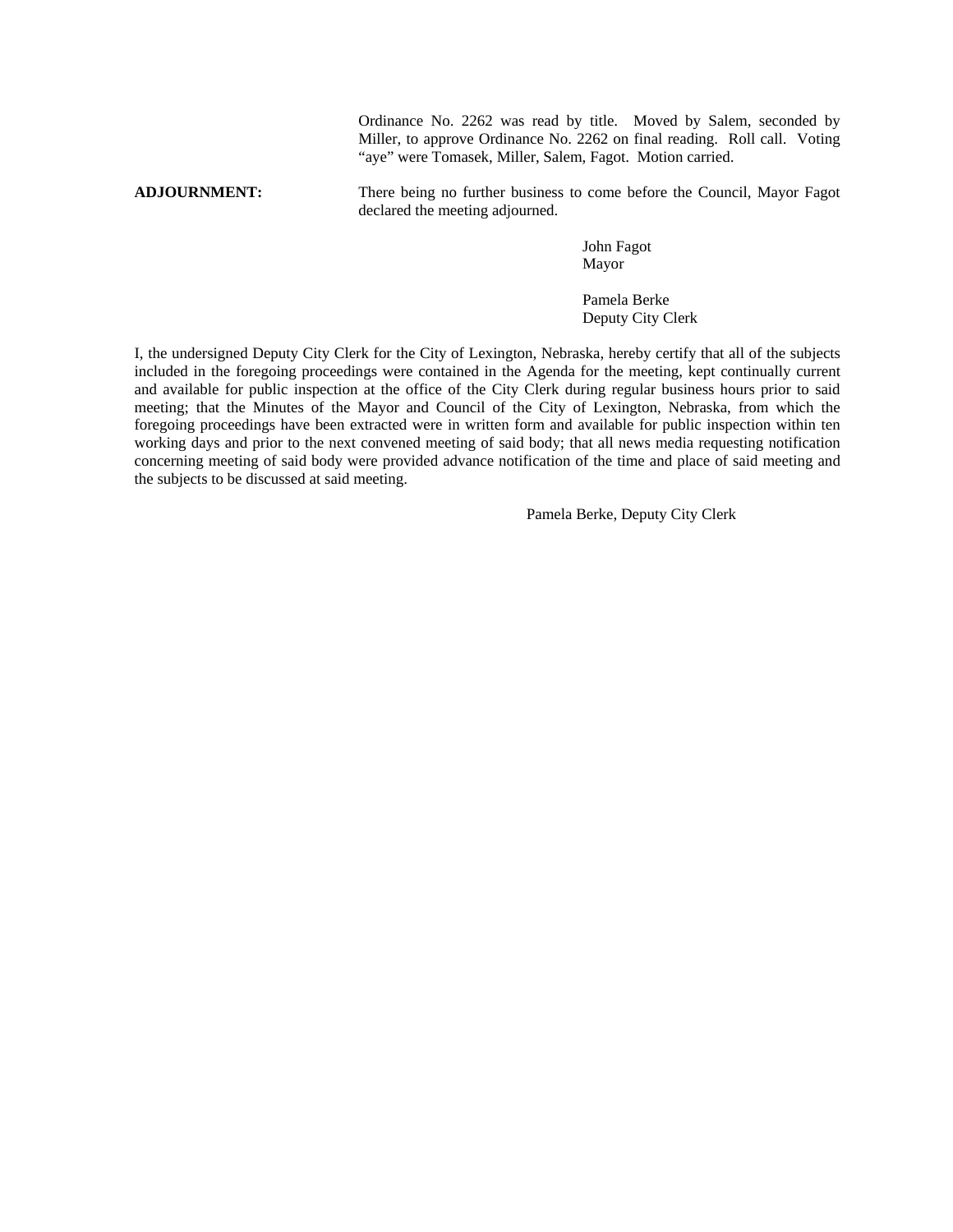Ordinance No. 2262 was read by title. Moved by Salem, seconded by Miller, to approve Ordinance No. 2262 on final reading. Roll call. Voting "aye" were Tomasek, Miller, Salem, Fagot. Motion carried.

**ADJOURNMENT:** There being no further business to come before the Council, Mayor Fagot declared the meeting adjourned.

John Fagot  
Mayor

Pamela Berke  
Deputy City Clerk

I, the undersigned Deputy City Clerk for the City of Lexington, Nebraska, hereby certify that all of the subjects included in the foregoing proceedings were contained in the Agenda for the meeting, kept continually current and available for public inspection at the office of the City Clerk during regular business hours prior to said meeting; that the Minutes of the Mayor and Council of the City of Lexington, Nebraska, from which the foregoing proceedings have been extracted were in written form and available for public inspection within ten working days and prior to the next convened meeting of said body; that all news media requesting notification concerning meeting of said body were provided advance notification of the time and place of said meeting and the subjects to be discussed at said meeting.

Pamela Berke, Deputy City Clerk